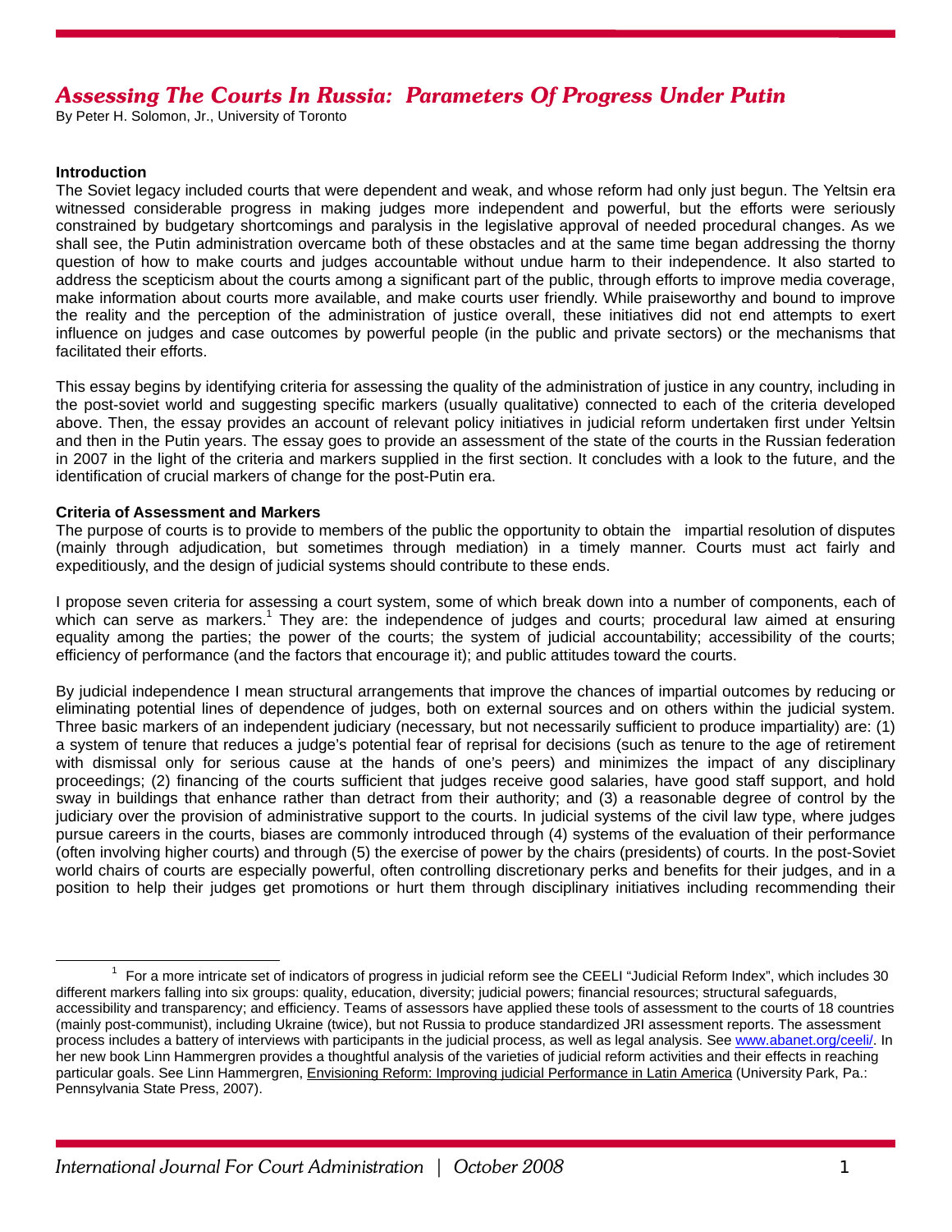# *Assessing The Courts In Russia: Parameters Of Progress Under Putin*

By Peter H. Solomon, Jr., University of Toronto

**Introduction**

The Soviet legacy included courts that were dependent and weak, and whose reform had only just begun. The Yeltsin era witnessed considerable progress in making judges more independent and powerful, but the efforts were seriously constrained by budgetary shortcomings and paralysis in the legislative approval of needed procedural changes. As we shall see, the Putin administration overcame both of these obstacles and at the same time began addressing the thorny question of how to make courts and judges accountable without undue harm to their independence. It also started to address the scepticism about the courts among a significant part of the public, through efforts to improve media coverage, make information about courts more available, and make courts user friendly. While praiseworthy and bound to improve the reality and the perception of the administration of justice overall, these initiatives did not end attempts to exert influence on judges and case outcomes by powerful people (in the public and private sectors) or the mechanisms that facilitated their efforts.

This essay begins by identifying criteria for assessing the quality of the administration of justice in any country, including in the post-soviet world and suggesting specific markers (usually qualitative) connected to each of the criteria developed above. Then, the essay provides an account of relevant policy initiatives in judicial reform undertaken first under Yeltsin and then in the Putin years. The essay goes to provide an assessment of the state of the courts in the Russian federation in 2007 in the light of the criteria and markers supplied in the first section. It concludes with a look to the future, and the identification of crucial markers of change for the post-Putin era.

**Criteria of Assessment and Markers**

The purpose of courts is to provide to members of the public the opportunity to obtain the impartial resolution of disputes (mainly through adjudication, but sometimes through mediation) in a timely manner. Courts must act fairly and expeditiously, and the design of judicial systems should contribute to these ends.

I propose seven criteria for assessing a court system, some of which break down into a number of components, each of which can serve as markers.[1] They are: the independence of judges and courts; procedural law aimed at ensuring equality among the parties; the power of the courts; the system of judicial accountability; accessibility of the courts; efficiency of performance (and the factors that encourage it); and public attitudes toward the courts.

By judicial independence I mean structural arrangements that improve the chances of impartial outcomes by reducing or eliminating potential lines of dependence of judges, both on external sources and on others within the judicial system. Three basic markers of an independent judiciary (necessary, but not necessarily sufficient to produce impartiality) are: (1) a system of tenure that reduces a judge's potential fear of reprisal for decisions (such as tenure to the age of retirement with dismissal only for serious cause at the hands of one's peers) and minimizes the impact of any disciplinary proceedings; (2) financing of the courts sufficient that judges receive good salaries, have good staff support, and hold sway in buildings that enhance rather than detract from their authority; and (3) a reasonable degree of control by the judiciary over the provision of administrative support to the courts. In judicial systems of the civil law type, where judges pursue careers in the courts, biases are commonly introduced through (4) systems of the evaluation of their performance (often involving higher courts) and through (5) the exercise of power by the chairs (presidents) of courts. In the post-Soviet world chairs of courts are especially powerful, often controlling discretionary perks and benefits for their judges, and in a position to help their judges get promotions or hurt them through disciplinary initiatives including recommending their

---

[1] For a more intricate set of indicators of progress in judicial reform see the CEELI "Judicial Reform Index", which includes 30 different markers falling into six groups: quality, education, diversity; judicial powers; financial resources; structural safeguards, accessibility and transparency; and efficiency. Teams of assessors have applied these tools of assessment to the courts of 18 countries (mainly post-communist), including Ukraine (twice), but not Russia to produce standardized JRI assessment reports. The assessment process includes a battery of interviews with participants in the judicial process, as well as legal analysis. See www.abanet.org/ceeli/. In her new book Linn Hammergren provides a thoughtful analysis of the varieties of judicial reform activities and their effects in reaching particular goals. See Linn Hammergren, Envisioning Reform: Improving judicial Performance in Latin America (University Park, Pa.: Pennsylvania State Press, 2007).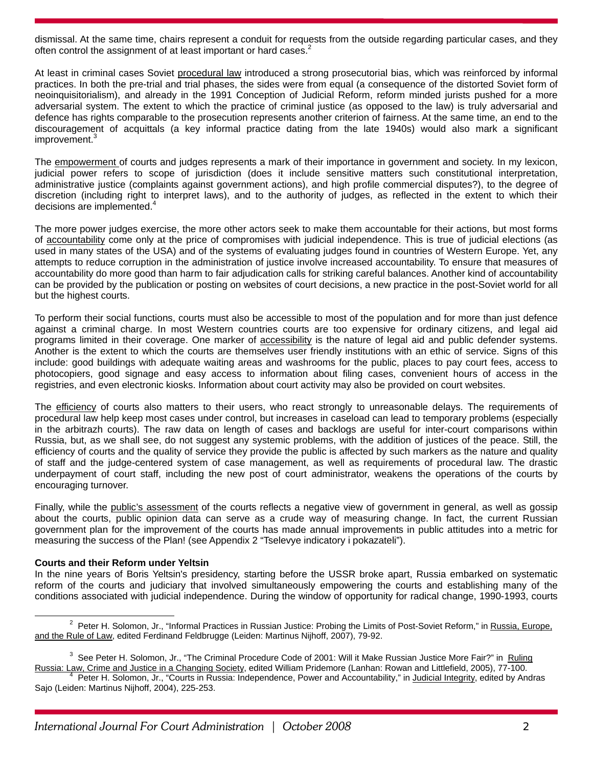dismissal. At the same time, chairs represent a conduit for requests from the outside regarding particular cases, and they often control the assignment of at least important or hard cases.[2]

At least in criminal cases Soviet procedural law introduced a strong prosecutorial bias, which was reinforced by informal practices. In both the pre-trial and trial phases, the sides were from equal (a consequence of the distorted Soviet form of neoinquisitorialism), and already in the 1991 Conception of Judicial Reform, reform minded jurists pushed for a more adversarial system. The extent to which the practice of criminal justice (as opposed to the law) is truly adversarial and defence has rights comparable to the prosecution represents another criterion of fairness. At the same time, an end to the discouragement of acquittals (a key informal practice dating from the late 1940s) would also mark a significant improvement.[3]

The empowerment of courts and judges represents a mark of their importance in government and society. In my lexicon, judicial power refers to scope of jurisdiction (does it include sensitive matters such constitutional interpretation, administrative justice (complaints against government actions), and high profile commercial disputes?), to the degree of discretion (including right to interpret laws), and to the authority of judges, as reflected in the extent to which their decisions are implemented.[4]

The more power judges exercise, the more other actors seek to make them accountable for their actions, but most forms of accountability come only at the price of compromises with judicial independence. This is true of judicial elections (as used in many states of the USA) and of the systems of evaluating judges found in countries of Western Europe. Yet, any attempts to reduce corruption in the administration of justice involve increased accountability. To ensure that measures of accountability do more good than harm to fair adjudication calls for striking careful balances. Another kind of accountability can be provided by the publication or posting on websites of court decisions, a new practice in the post-Soviet world for all but the highest courts.

To perform their social functions, courts must also be accessible to most of the population and for more than just defence against a criminal charge. In most Western countries courts are too expensive for ordinary citizens, and legal aid programs limited in their coverage. One marker of accessibility is the nature of legal aid and public defender systems. Another is the extent to which the courts are themselves user friendly institutions with an ethic of service. Signs of this include: good buildings with adequate waiting areas and washrooms for the public, places to pay court fees, access to photocopiers, good signage and easy access to information about filing cases, convenient hours of access in the registries, and even electronic kiosks. Information about court activity may also be provided on court websites.

The efficiency of courts also matters to their users, who react strongly to unreasonable delays. The requirements of procedural law help keep most cases under control, but increases in caseload can lead to temporary problems (especially in the arbitrazh courts). The raw data on length of cases and backlogs are useful for inter-court comparisons within Russia, but, as we shall see, do not suggest any systemic problems, with the addition of justices of the peace. Still, the efficiency of courts and the quality of service they provide the public is affected by such markers as the nature and quality of staff and the judge-centered system of case management, as well as requirements of procedural law. The drastic underpayment of court staff, including the new post of court administrator, weakens the operations of the courts by encouraging turnover.

Finally, while the public's assessment of the courts reflects a negative view of government in general, as well as gossip about the courts, public opinion data can serve as a crude way of measuring change. In fact, the current Russian government plan for the improvement of the courts has made annual improvements in public attitudes into a metric for measuring the success of the Plan! (see Appendix 2 "Tselevye indicatory i pokazateli").

**Courts and their Reform under Yeltsin**

In the nine years of Boris Yeltsin's presidency, starting before the USSR broke apart, Russia embarked on systematic reform of the courts and judiciary that involved simultaneously empowering the courts and establishing many of the conditions associated with judicial independence. During the window of opportunity for radical change, 1990-1993, courts

---

[2] Peter H. Solomon, Jr., "Informal Practices in Russian Justice: Probing the Limits of Post-Soviet Reform," in Russia, Europe, and the Rule of Law, edited Ferdinand Feldbrugge (Leiden: Martinus Nijhoff, 2007), 79-92.

[3] See Peter H. Solomon, Jr., "The Criminal Procedure Code of 2001: Will it Make Russian Justice More Fair?" in Ruling Russia: Law, Crime and Justice in a Changing Society, edited William Pridemore (Lanhan: Rowan and Littlefield, 2005), 77-100.

[4] Peter H. Solomon, Jr., "Courts in Russia: Independence, Power and Accountability," in Judicial Integrity, edited by Andras Sajo (Leiden: Martinus Nijhoff, 2004), 225-253.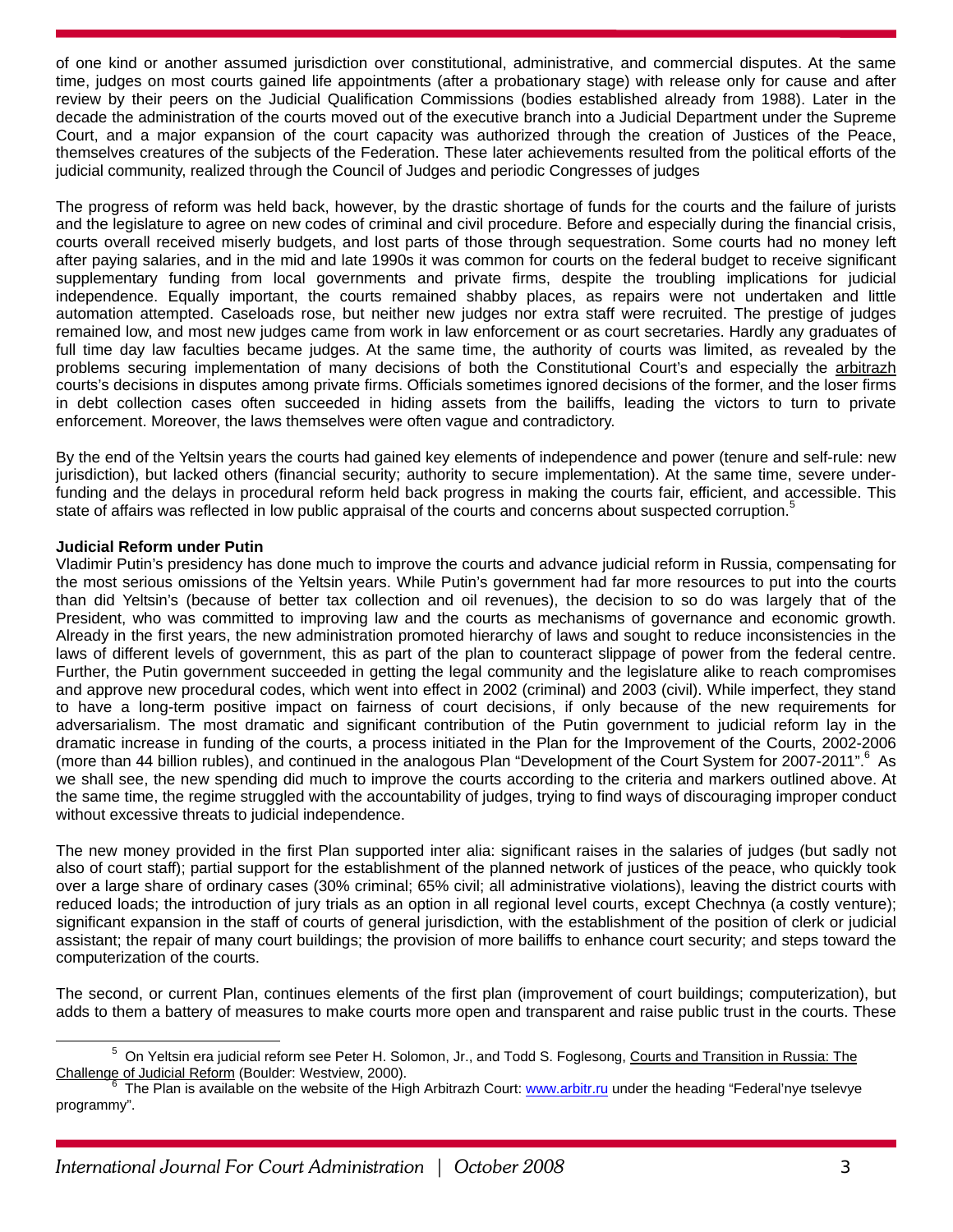of one kind or another assumed jurisdiction over constitutional, administrative, and commercial disputes. At the same time, judges on most courts gained life appointments (after a probationary stage) with release only for cause and after review by their peers on the Judicial Qualification Commissions (bodies established already from 1988). Later in the decade the administration of the courts moved out of the executive branch into a Judicial Department under the Supreme Court, and a major expansion of the court capacity was authorized through the creation of Justices of the Peace, themselves creatures of the subjects of the Federation. These later achievements resulted from the political efforts of the judicial community, realized through the Council of Judges and periodic Congresses of judges

The progress of reform was held back, however, by the drastic shortage of funds for the courts and the failure of jurists and the legislature to agree on new codes of criminal and civil procedure. Before and especially during the financial crisis, courts overall received miserly budgets, and lost parts of those through sequestration. Some courts had no money left after paying salaries, and in the mid and late 1990s it was common for courts on the federal budget to receive significant supplementary funding from local governments and private firms, despite the troubling implications for judicial independence. Equally important, the courts remained shabby places, as repairs were not undertaken and little automation attempted. Caseloads rose, but neither new judges nor extra staff were recruited. The prestige of judges remained low, and most new judges came from work in law enforcement or as court secretaries. Hardly any graduates of full time day law faculties became judges. At the same time, the authority of courts was limited, as revealed by the problems securing implementation of many decisions of both the Constitutional Court's and especially the arbitrazh courts's decisions in disputes among private firms. Officials sometimes ignored decisions of the former, and the loser firms in debt collection cases often succeeded in hiding assets from the bailiffs, leading the victors to turn to private enforcement. Moreover, the laws themselves were often vague and contradictory.

By the end of the Yeltsin years the courts had gained key elements of independence and power (tenure and self-rule: new jurisdiction), but lacked others (financial security; authority to secure implementation). At the same time, severe under-funding and the delays in procedural reform held back progress in making the courts fair, efficient, and accessible. This state of affairs was reflected in low public appraisal of the courts and concerns about suspected corruption.[5]

**Judicial Reform under Putin**

Vladimir Putin's presidency has done much to improve the courts and advance judicial reform in Russia, compensating for the most serious omissions of the Yeltsin years. While Putin's government had far more resources to put into the courts than did Yeltsin's (because of better tax collection and oil revenues), the decision to so do was largely that of the President, who was committed to improving law and the courts as mechanisms of governance and economic growth. Already in the first years, the new administration promoted hierarchy of laws and sought to reduce inconsistencies in the laws of different levels of government, this as part of the plan to counteract slippage of power from the federal centre. Further, the Putin government succeeded in getting the legal community and the legislature alike to reach compromises and approve new procedural codes, which went into effect in 2002 (criminal) and 2003 (civil). While imperfect, they stand to have a long-term positive impact on fairness of court decisions, if only because of the new requirements for adversarialism. The most dramatic and significant contribution of the Putin government to judicial reform lay in the dramatic increase in funding of the courts, a process initiated in the Plan for the Improvement of the Courts, 2002-2006 (more than 44 billion rubles), and continued in the analogous Plan "Development of the Court System for 2007-2011".[6] As we shall see, the new spending did much to improve the courts according to the criteria and markers outlined above. At the same time, the regime struggled with the accountability of judges, trying to find ways of discouraging improper conduct without excessive threats to judicial independence.

The new money provided in the first Plan supported inter alia: significant raises in the salaries of judges (but sadly not also of court staff); partial support for the establishment of the planned network of justices of the peace, who quickly took over a large share of ordinary cases (30% criminal; 65% civil; all administrative violations), leaving the district courts with reduced loads; the introduction of jury trials as an option in all regional level courts, except Chechnya (a costly venture); significant expansion in the staff of courts of general jurisdiction, with the establishment of the position of clerk or judicial assistant; the repair of many court buildings; the provision of more bailiffs to enhance court security; and steps toward the computerization of the courts.

The second, or current Plan, continues elements of the first plan (improvement of court buildings; computerization), but adds to them a battery of measures to make courts more open and transparent and raise public trust in the courts. These

---

[5] On Yeltsin era judicial reform see Peter H. Solomon, Jr., and Todd S. Foglesong, Courts and Transition in Russia: The Challenge of Judicial Reform (Boulder: Westview, 2000).

[6] The Plan is available on the website of the High Arbitrazh Court: www.arbitr.ru under the heading "Federal'nye tselevye programmy".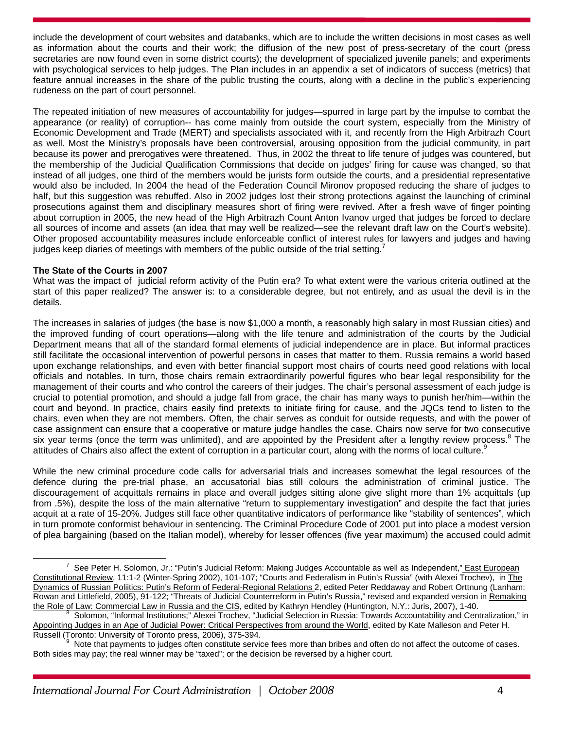include the development of court websites and databanks, which are to include the written decisions in most cases as well as information about the courts and their work; the diffusion of the new post of press-secretary of the court (press secretaries are now found even in some district courts); the development of specialized juvenile panels; and experiments with psychological services to help judges. The Plan includes in an appendix a set of indicators of success (metrics) that feature annual increases in the share of the public trusting the courts, along with a decline in the public's experiencing rudeness on the part of court personnel.

The repeated initiation of new measures of accountability for judges—spurred in large part by the impulse to combat the appearance (or reality) of corruption-- has come mainly from outside the court system, especially from the Ministry of Economic Development and Trade (MERT) and specialists associated with it, and recently from the High Arbitrazh Court as well. Most the Ministry's proposals have been controversial, arousing opposition from the judicial community, in part because its power and prerogatives were threatened. Thus, in 2002 the threat to life tenure of judges was countered, but the membership of the Judicial Qualification Commissions that decide on judges' firing for cause was changed, so that instead of all judges, one third of the members would be jurists form outside the courts, and a presidential representative would also be included. In 2004 the head of the Federation Council Mironov proposed reducing the share of judges to half, but this suggestion was rebuffed. Also in 2002 judges lost their strong protections against the launching of criminal prosecutions against them and disciplinary measures short of firing were revived. After a fresh wave of finger pointing about corruption in 2005, the new head of the High Arbitrazh Count Anton Ivanov urged that judges be forced to declare all sources of income and assets (an idea that may well be realized—see the relevant draft law on the Court's website). Other proposed accountability measures include enforceable conflict of interest rules for lawyers and judges and having judges keep diaries of meetings with members of the public outside of the trial setting.[7]

**The State of the Courts in 2007**

What was the impact of judicial reform activity of the Putin era? To what extent were the various criteria outlined at the start of this paper realized? The answer is: to a considerable degree, but not entirely, and as usual the devil is in the details.

The increases in salaries of judges (the base is now $1,000 a month, a reasonably high salary in most Russian cities) and the improved funding of court operations—along with the life tenure and administration of the courts by the Judicial Department means that all of the standard formal elements of judicial independence are in place. But informal practices still facilitate the occasional intervention of powerful persons in cases that matter to them. Russia remains a world based upon exchange relationships, and even with better financial support most chairs of courts need good relations with local officials and notables. In turn, those chairs remain extraordinarily powerful figures who bear legal responsibility for the management of their courts and who control the careers of their judges. The chair's personal assessment of each judge is crucial to potential promotion, and should a judge fall from grace, the chair has many ways to punish her/him—within the court and beyond. In practice, chairs easily find pretexts to initiate firing for cause, and the JQCs tend to listen to the chairs, even when they are not members. Often, the chair serves as conduit for outside requests, and with the power of case assignment can ensure that a cooperative or mature judge handles the case. Chairs now serve for two consecutive six year terms (once the term was unlimited), and are appointed by the President after a lengthy review process.[8] The attitudes of Chairs also affect the extent of corruption in a particular court, along with the norms of local culture.[9]

While the new criminal procedure code calls for adversarial trials and increases somewhat the legal resources of the defence during the pre-trial phase, an accusatorial bias still colours the administration of criminal justice. The discouragement of acquittals remains in place and overall judges sitting alone give slight more than 1% acquittals (up from .5%), despite the loss of the main alternative "return to supplementary investigation" and despite the fact that juries acquit at a rate of 15-20%. Judges still face other quantitative indicators of performance like "stability of sentences", which in turn promote conformist behaviour in sentencing. The Criminal Procedure Code of 2001 put into place a modest version of plea bargaining (based on the Italian model), whereby for lesser offences (five year maximum) the accused could admit

---

[7] See Peter H. Solomon, Jr.: "Putin's Judicial Reform: Making Judges Accountable as well as Independent," East European Constitutional Review, 11:1-2 (Winter-Spring 2002), 101-107; "Courts and Federalism in Putin's Russia" (with Alexei Trochev), in The Dynamics of Russian Poliitics: Putin's Reform of Federal-Regional Relations 2, edited Peter Reddaway and Robert Orttnung (Lanham: Rowan and Littlefield, 2005), 91-122; "Threats of Judicial Counterreform in Putin's Russia," revised and expanded version in Remaking the Role of Law: Commercial Law in Russia and the CIS, edited by Kathryn Hendley (Huntington, N.Y.: Juris, 2007), 1-40.

[8] Solomon, "Informal Institutions;" Alexei Trochev, "Judicial Selection in Russia: Towards Accountability and Centralization," in Appointing Judges in an Age of Judicial Power: Critical Perspectives from around the World, edited by Kate Malleson and Peter H. Russell (Toronto: University of Toronto press, 2006), 375-394.

[9] Note that payments to judges often constitute service fees more than bribes and often do not affect the outcome of cases. Both sides may pay; the real winner may be "taxed"; or the decision be reversed by a higher court.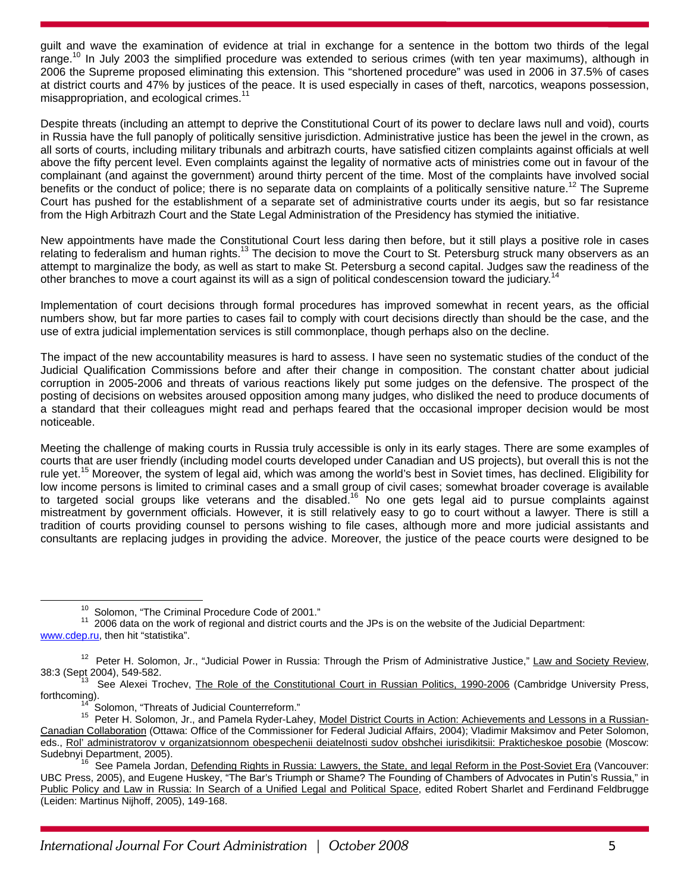guilt and wave the examination of evidence at trial in exchange for a sentence in the bottom two thirds of the legal range.[10] In July 2003 the simplified procedure was extended to serious crimes (with ten year maximums), although in 2006 the Supreme proposed eliminating this extension. This "shortened procedure" was used in 2006 in 37.5% of cases at district courts and 47% by justices of the peace. It is used especially in cases of theft, narcotics, weapons possession, misappropriation, and ecological crimes.[11]

Despite threats (including an attempt to deprive the Constitutional Court of its power to declare laws null and void), courts in Russia have the full panoply of politically sensitive jurisdiction. Administrative justice has been the jewel in the crown, as all sorts of courts, including military tribunals and arbitrazh courts, have satisfied citizen complaints against officials at well above the fifty percent level. Even complaints against the legality of normative acts of ministries come out in favour of the complainant (and against the government) around thirty percent of the time. Most of the complaints have involved social benefits or the conduct of police; there is no separate data on complaints of a politically sensitive nature.[12] The Supreme Court has pushed for the establishment of a separate set of administrative courts under its aegis, but so far resistance from the High Arbitrazh Court and the State Legal Administration of the Presidency has stymied the initiative.

New appointments have made the Constitutional Court less daring then before, but it still plays a positive role in cases relating to federalism and human rights.[13] The decision to move the Court to St. Petersburg struck many observers as an attempt to marginalize the body, as well as start to make St. Petersburg a second capital. Judges saw the readiness of the other branches to move a court against its will as a sign of political condescension toward the judiciary.[14]

Implementation of court decisions through formal procedures has improved somewhat in recent years, as the official numbers show, but far more parties to cases fail to comply with court decisions directly than should be the case, and the use of extra judicial implementation services is still commonplace, though perhaps also on the decline.

The impact of the new accountability measures is hard to assess. I have seen no systematic studies of the conduct of the Judicial Qualification Commissions before and after their change in composition. The constant chatter about judicial corruption in 2005-2006 and threats of various reactions likely put some judges on the defensive. The prospect of the posting of decisions on websites aroused opposition among many judges, who disliked the need to produce documents of a standard that their colleagues might read and perhaps feared that the occasional improper decision would be most noticeable.

Meeting the challenge of making courts in Russia truly accessible is only in its early stages. There are some examples of courts that are user friendly (including model courts developed under Canadian and US projects), but overall this is not the rule yet.[15] Moreover, the system of legal aid, which was among the world's best in Soviet times, has declined. Eligibility for low income persons is limited to criminal cases and a small group of civil cases; somewhat broader coverage is available to targeted social groups like veterans and the disabled.[16] No one gets legal aid to pursue complaints against mistreatment by government officials. However, it is still relatively easy to go to court without a lawyer. There is still a tradition of courts providing counsel to persons wishing to file cases, although more and more judicial assistants and consultants are replacing judges in providing the advice. Moreover, the justice of the peace courts were designed to be

---

[10] Solomon, "The Criminal Procedure Code of 2001."

[11] 2006 data on the work of regional and district courts and the JPs is on the website of the Judicial Department: www.cdep.ru, then hit "statistika".

[12] Peter H. Solomon, Jr., "Judicial Power in Russia: Through the Prism of Administrative Justice," Law and Society Review, 38:3 (Sept 2004), 549-582.

[13] See Alexei Trochev, The Role of the Constitutional Court in Russian Politics, 1990-2006 (Cambridge University Press, forthcoming).

[14] Solomon, "Threats of Judicial Counterreform."

[15] Peter H. Solomon, Jr., and Pamela Ryder-Lahey, Model District Courts in Action: Achievements and Lessons in a Russian-Canadian Collaboration (Ottawa: Office of the Commissioner for Federal Judicial Affairs, 2004); Vladimir Maksimov and Peter Solomon, eds., Rol' administratorov v organizatsionnom obespechenii deiatelnosti sudov obshchei iurisdikitsii: Prakticheskoe posobie (Moscow: Sudebnyi Department, 2005).

[16] See Pamela Jordan, Defending Rights in Russia: Lawyers, the State, and legal Reform in the Post-Soviet Era (Vancouver: UBC Press, 2005), and Eugene Huskey, "The Bar's Triumph or Shame? The Founding of Chambers of Advocates in Putin's Russia," in Public Policy and Law in Russia: In Search of a Unified Legal and Political Space, edited Robert Sharlet and Ferdinand Feldbrugge (Leiden: Martinus Nijhoff, 2005), 149-168.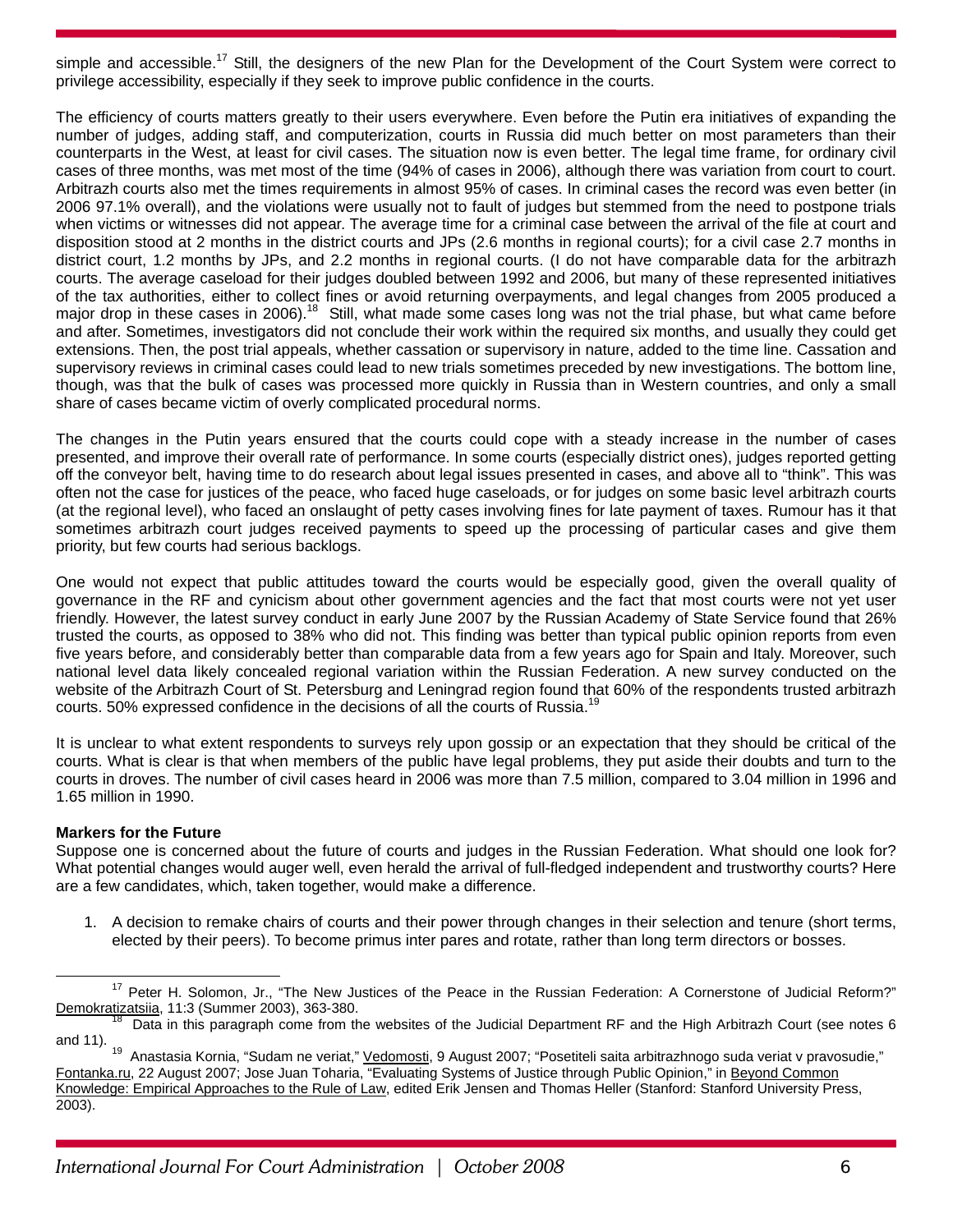simple and accessible.[17] Still, the designers of the new Plan for the Development of the Court System were correct to privilege accessibility, especially if they seek to improve public confidence in the courts.

The efficiency of courts matters greatly to their users everywhere. Even before the Putin era initiatives of expanding the number of judges, adding staff, and computerization, courts in Russia did much better on most parameters than their counterparts in the West, at least for civil cases. The situation now is even better. The legal time frame, for ordinary civil cases of three months, was met most of the time (94% of cases in 2006), although there was variation from court to court. Arbitrazh courts also met the times requirements in almost 95% of cases. In criminal cases the record was even better (in 2006 97.1% overall), and the violations were usually not to fault of judges but stemmed from the need to postpone trials when victims or witnesses did not appear. The average time for a criminal case between the arrival of the file at court and disposition stood at 2 months in the district courts and JPs (2.6 months in regional courts); for a civil case 2.7 months in district court, 1.2 months by JPs, and 2.2 months in regional courts. (I do not have comparable data for the arbitrazh courts. The average caseload for their judges doubled between 1992 and 2006, but many of these represented initiatives of the tax authorities, either to collect fines or avoid returning overpayments, and legal changes from 2005 produced a major drop in these cases in 2006).[18] Still, what made some cases long was not the trial phase, but what came before and after. Sometimes, investigators did not conclude their work within the required six months, and usually they could get extensions. Then, the post trial appeals, whether cassation or supervisory in nature, added to the time line. Cassation and supervisory reviews in criminal cases could lead to new trials sometimes preceded by new investigations. The bottom line, though, was that the bulk of cases was processed more quickly in Russia than in Western countries, and only a small share of cases became victim of overly complicated procedural norms.

The changes in the Putin years ensured that the courts could cope with a steady increase in the number of cases presented, and improve their overall rate of performance. In some courts (especially district ones), judges reported getting off the conveyor belt, having time to do research about legal issues presented in cases, and above all to "think". This was often not the case for justices of the peace, who faced huge caseloads, or for judges on some basic level arbitrazh courts (at the regional level), who faced an onslaught of petty cases involving fines for late payment of taxes. Rumour has it that sometimes arbitrazh court judges received payments to speed up the processing of particular cases and give them priority, but few courts had serious backlogs.

One would not expect that public attitudes toward the courts would be especially good, given the overall quality of governance in the RF and cynicism about other government agencies and the fact that most courts were not yet user friendly. However, the latest survey conduct in early June 2007 by the Russian Academy of State Service found that 26% trusted the courts, as opposed to 38% who did not. This finding was better than typical public opinion reports from even five years before, and considerably better than comparable data from a few years ago for Spain and Italy. Moreover, such national level data likely concealed regional variation within the Russian Federation. A new survey conducted on the website of the Arbitrazh Court of St. Petersburg and Leningrad region found that 60% of the respondents trusted arbitrazh courts. 50% expressed confidence in the decisions of all the courts of Russia.[19]

It is unclear to what extent respondents to surveys rely upon gossip or an expectation that they should be critical of the courts. What is clear is that when members of the public have legal problems, they put aside their doubts and turn to the courts in droves. The number of civil cases heard in 2006 was more than 7.5 million, compared to 3.04 million in 1996 and 1.65 million in 1990.

**Markers for the Future**

Suppose one is concerned about the future of courts and judges in the Russian Federation. What should one look for? What potential changes would auger well, even herald the arrival of full-fledged independent and trustworthy courts? Here are a few candidates, which, taken together, would make a difference.

1. A decision to remake chairs of courts and their power through changes in their selection and tenure (short terms, elected by their peers). To become primus inter pares and rotate, rather than long term directors or bosses.

---

[17] Peter H. Solomon, Jr., "The New Justices of the Peace in the Russian Federation: A Cornerstone of Judicial Reform?" Demokratizatsiia, 11:3 (Summer 2003), 363-380.

[18] Data in this paragraph come from the websites of the Judicial Department RF and the High Arbitrazh Court (see notes 6 and 11).

[19] Anastasia Kornia, "Sudam ne veriat," Vedomosti, 9 August 2007; "Posetiteli saita arbitrazhnogo suda veriat v pravosudie," Fontanka.ru, 22 August 2007; Jose Juan Toharia, "Evaluating Systems of Justice through Public Opinion," in Beyond Common Knowledge: Empirical Approaches to the Rule of Law, edited Erik Jensen and Thomas Heller (Stanford: Stanford University Press, 2003).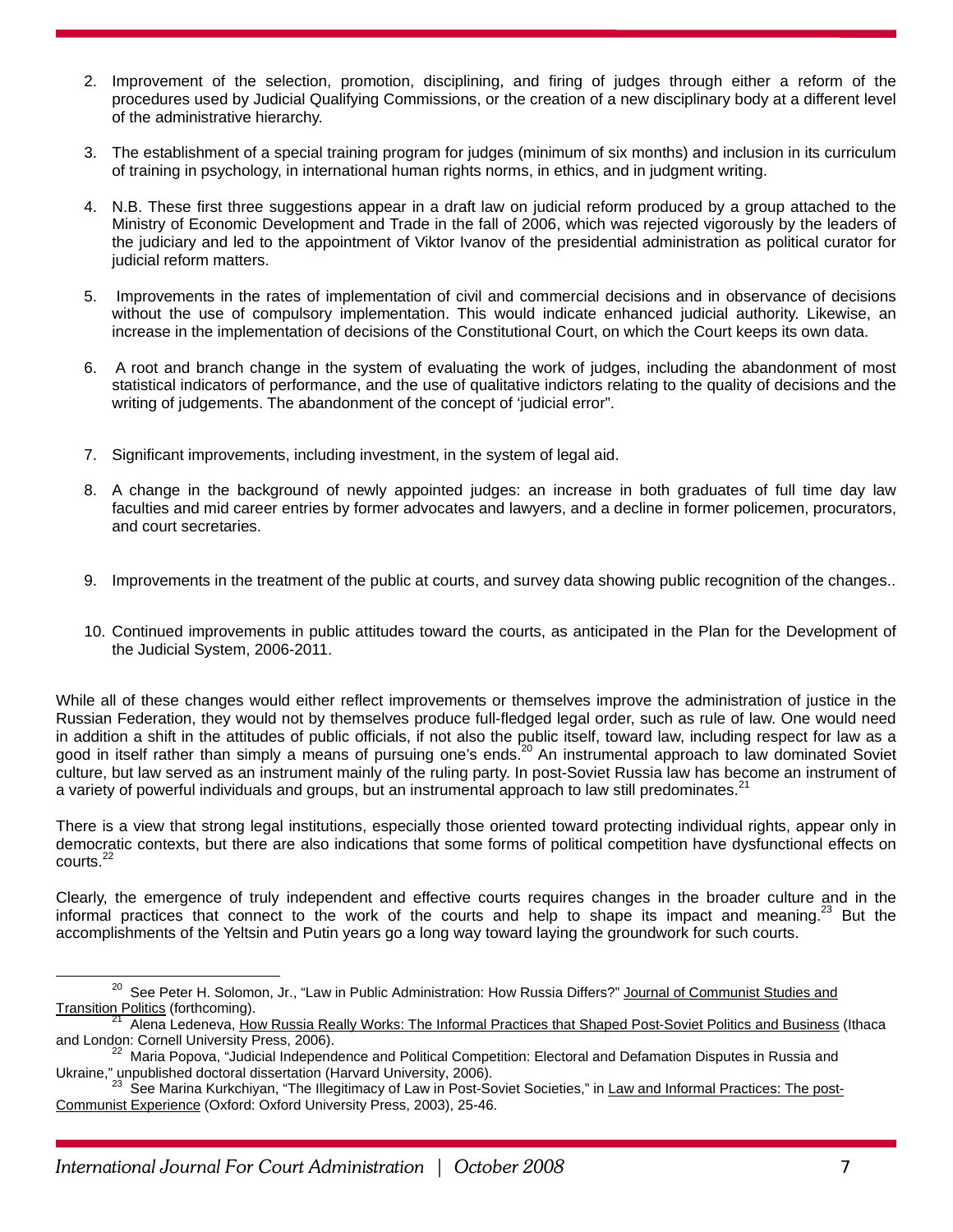2. Improvement of the selection, promotion, disciplining, and firing of judges through either a reform of the procedures used by Judicial Qualifying Commissions, or the creation of a new disciplinary body at a different level of the administrative hierarchy.

3. The establishment of a special training program for judges (minimum of six months) and inclusion in its curriculum of training in psychology, in international human rights norms, in ethics, and in judgment writing.

4. N.B. These first three suggestions appear in a draft law on judicial reform produced by a group attached to the Ministry of Economic Development and Trade in the fall of 2006, which was rejected vigorously by the leaders of the judiciary and led to the appointment of Viktor Ivanov of the presidential administration as political curator for judicial reform matters.

5. Improvements in the rates of implementation of civil and commercial decisions and in observance of decisions without the use of compulsory implementation. This would indicate enhanced judicial authority. Likewise, an increase in the implementation of decisions of the Constitutional Court, on which the Court keeps its own data.

6. A root and branch change in the system of evaluating the work of judges, including the abandonment of most statistical indicators of performance, and the use of qualitative indictors relating to the quality of decisions and the writing of judgements. The abandonment of the concept of 'judicial error".

7. Significant improvements, including investment, in the system of legal aid.

8. A change in the background of newly appointed judges: an increase in both graduates of full time day law faculties and mid career entries by former advocates and lawyers, and a decline in former policemen, procurators, and court secretaries.

9. Improvements in the treatment of the public at courts, and survey data showing public recognition of the changes..

10. Continued improvements in public attitudes toward the courts, as anticipated in the Plan for the Development of the Judicial System, 2006-2011.

While all of these changes would either reflect improvements or themselves improve the administration of justice in the Russian Federation, they would not by themselves produce full-fledged legal order, such as rule of law. One would need in addition a shift in the attitudes of public officials, if not also the public itself, toward law, including respect for law as a good in itself rather than simply a means of pursuing one's ends.[20] An instrumental approach to law dominated Soviet culture, but law served as an instrument mainly of the ruling party. In post-Soviet Russia law has become an instrument of a variety of powerful individuals and groups, but an instrumental approach to law still predominates.[21]

There is a view that strong legal institutions, especially those oriented toward protecting individual rights, appear only in democratic contexts, but there are also indications that some forms of political competition have dysfunctional effects on courts.[22]

Clearly, the emergence of truly independent and effective courts requires changes in the broader culture and in the informal practices that connect to the work of the courts and help to shape its impact and meaning.[23] But the accomplishments of the Yeltsin and Putin years go a long way toward laying the groundwork for such courts.

[20] See Peter H. Solomon, Jr., "Law in Public Administration: How Russia Differs?" Journal of Communist Studies and Transition Politics (forthcoming).

[21] Alena Ledeneva, How Russia Really Works: The Informal Practices that Shaped Post-Soviet Politics and Business (Ithaca and London: Cornell University Press, 2006).

[22] Maria Popova, "Judicial Independence and Political Competition: Electoral and Defamation Disputes in Russia and Ukraine," unpublished doctoral dissertation (Harvard University, 2006).

[23] See Marina Kurkchiyan, "The Illegitimacy of Law in Post-Soviet Societies," in Law and Informal Practices: The post-Communist Experience (Oxford: Oxford University Press, 2003), 25-46.